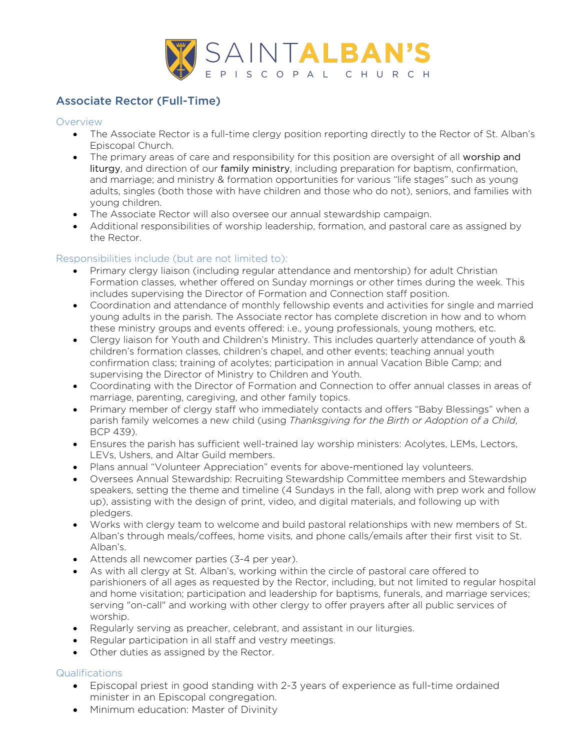# SAINT ALBAN'S EPISCOPAL CHURCH

## Associate Rector (Full-Time)

### Overview

- The Associate Rector is a full-time clergy position reporting directly to the Rector of St. Alban's Episcopal Church.
- The primary areas of care and responsibility for this position are oversight of all worship and liturgy, and direction of our family ministry, including preparation for baptism, confirmation, and marriage; and ministry & formation opportunities for various "life stages" such as young adults, singles (both those with have children and those who do not), seniors, and families with young children.
- The Associate Rector will also oversee our annual stewardship campaign.
- Additional responsibilities of worship leadership, formation, and pastoral care as assigned by the Rector.

### Responsibilities include (but are not limited to):

- Primary clergy liaison (including regular attendance and mentorship) for adult Christian Formation classes, whether offered on Sunday mornings or other times during the week. This includes supervising the Director of Formation and Connection staff position.
- Coordination and attendance of monthly fellowship events and activities for single and married young adults in the parish. The Associate rector has complete discretion in how and to whom these ministry groups and events offered: i.e., young professionals, young mothers, etc.
- Clergy liaison for Youth and Children's Ministry. This includes quarterly attendance of youth & children's formation classes, children's chapel, and other events; teaching annual youth confirmation class; training of acolytes; participation in annual Vacation Bible Camp; and supervising the Director of Ministry to Children and Youth.
- Coordinating with the Director of Formation and Connection to offer annual classes in areas of marriage, parenting, caregiving, and other family topics.
- Primary member of clergy staff who immediately contacts and offers "Baby Blessings" when a parish family welcomes a new child (using *Thanksgiving for the Birth or Adoption of a Child*, BCP 439).
- Ensures the parish has sufficient well-trained lay worship ministers: Acolytes, LEMs, Lectors, LEVs, Ushers, and Altar Guild members.
- Plans annual "Volunteer Appreciation" events for above-mentioned lay volunteers.
- Oversees Annual Stewardship: Recruiting Stewardship Committee members and Stewardship speakers, setting the theme and timeline (4 Sundays in the fall, along with prep work and follow up), assisting with the design of print, video, and digital materials, and following up with pledgers.
- Works with clergy team to welcome and build pastoral relationships with new members of St. Alban's through meals/coffees, home visits, and phone calls/emails after their first visit to St. Alban's.
- Attends all newcomer parties (3-4 per year).
- As with all clergy at St. Alban's, working within the circle of pastoral care offered to parishioners of all ages as requested by the Rector, including, but not limited to regular hospital and home visitation; participation and leadership for baptisms, funerals, and marriage services; serving "on-call" and working with other clergy to offer prayers after all public services of worship.
- Regularly serving as preacher, celebrant, and assistant in our liturgies.
- Regular participation in all staff and vestry meetings.
- Other duties as assigned by the Rector.

### Qualifications

- Episcopal priest in good standing with 2-3 years of experience as full-time ordained minister in an Episcopal congregation.
- Minimum education: Master of Divinity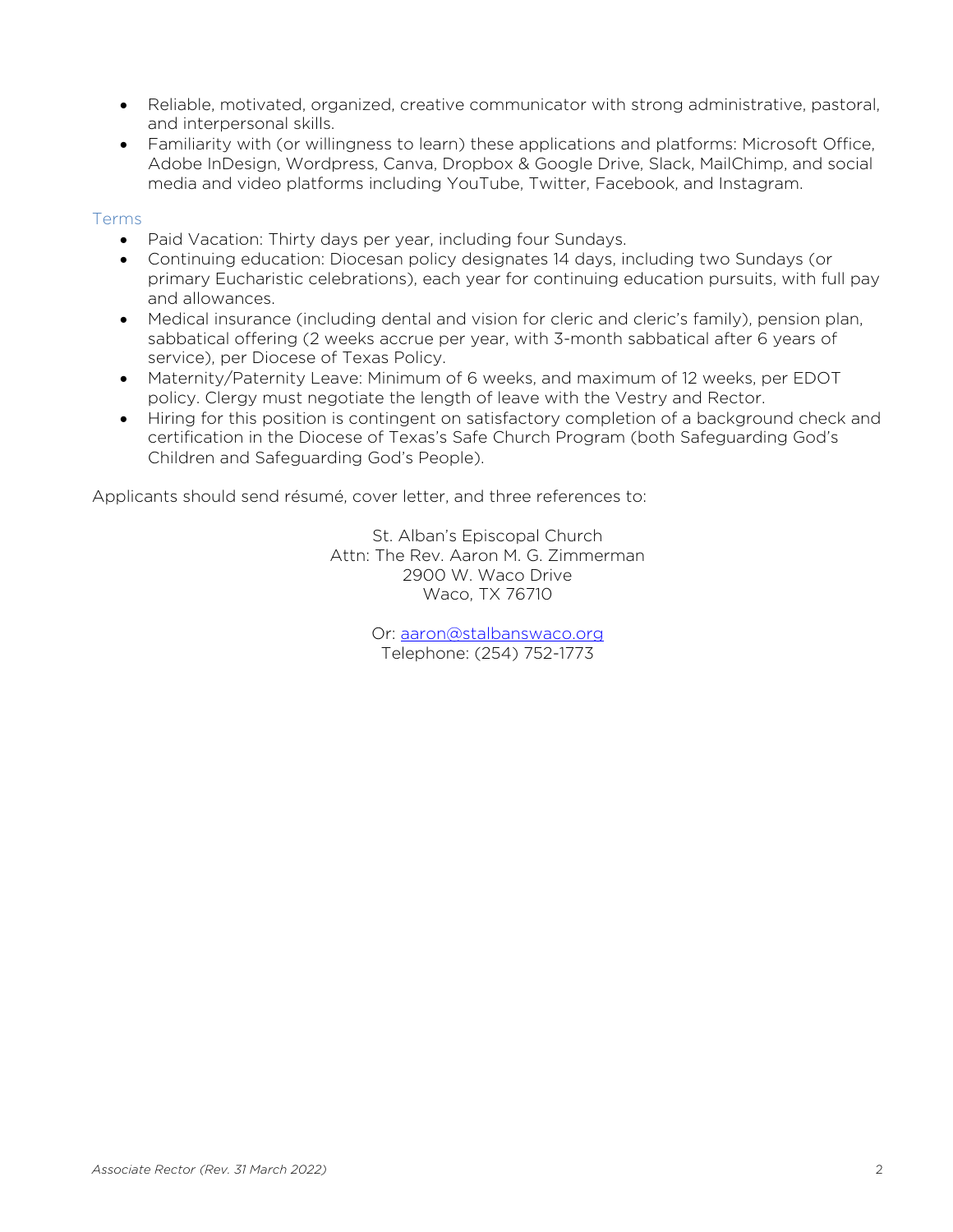- Reliable, motivated, organized, creative communicator with strong administrative, pastoral, and interpersonal skills.
- Familiarity with (or willingness to learn) these applications and platforms: Microsoft Office, Adobe InDesign, Wordpress, Canva, Dropbox & Google Drive, Slack, MailChimp, and social media and video platforms including YouTube, Twitter, Facebook, and Instagram.

### Terms

- Paid Vacation: Thirty days per year, including four Sundays.
- Continuing education: Diocesan policy designates 14 days, including two Sundays (or primary Eucharistic celebrations), each year for continuing education pursuits, with full pay and allowances.
- Medical insurance (including dental and vision for cleric and cleric's family), pension plan, sabbatical offering (2 weeks accrue per year, with 3-month sabbatical after 6 years of service), per Diocese of Texas Policy.
- Maternity/Paternity Leave: Minimum of 6 weeks, and maximum of 12 weeks, per EDOT policy. Clergy must negotiate the length of leave with the Vestry and Rector.
- Hiring for this position is contingent on satisfactory completion of a background check and certification in the Diocese of Texas's Safe Church Program (both Safeguarding God's Children and Safeguarding God's People).

Applicants should send résumé, cover letter, and three references to:

St. Alban's Episcopal Church
Attn: The Rev. Aaron M. G. Zimmerman
2900 W. Waco Drive
Waco, TX 76710

Or: aaron@stalbanswaco.org
Telephone: (254) 752-1773

*Associate Rector (Rev. 31 March 2022)*